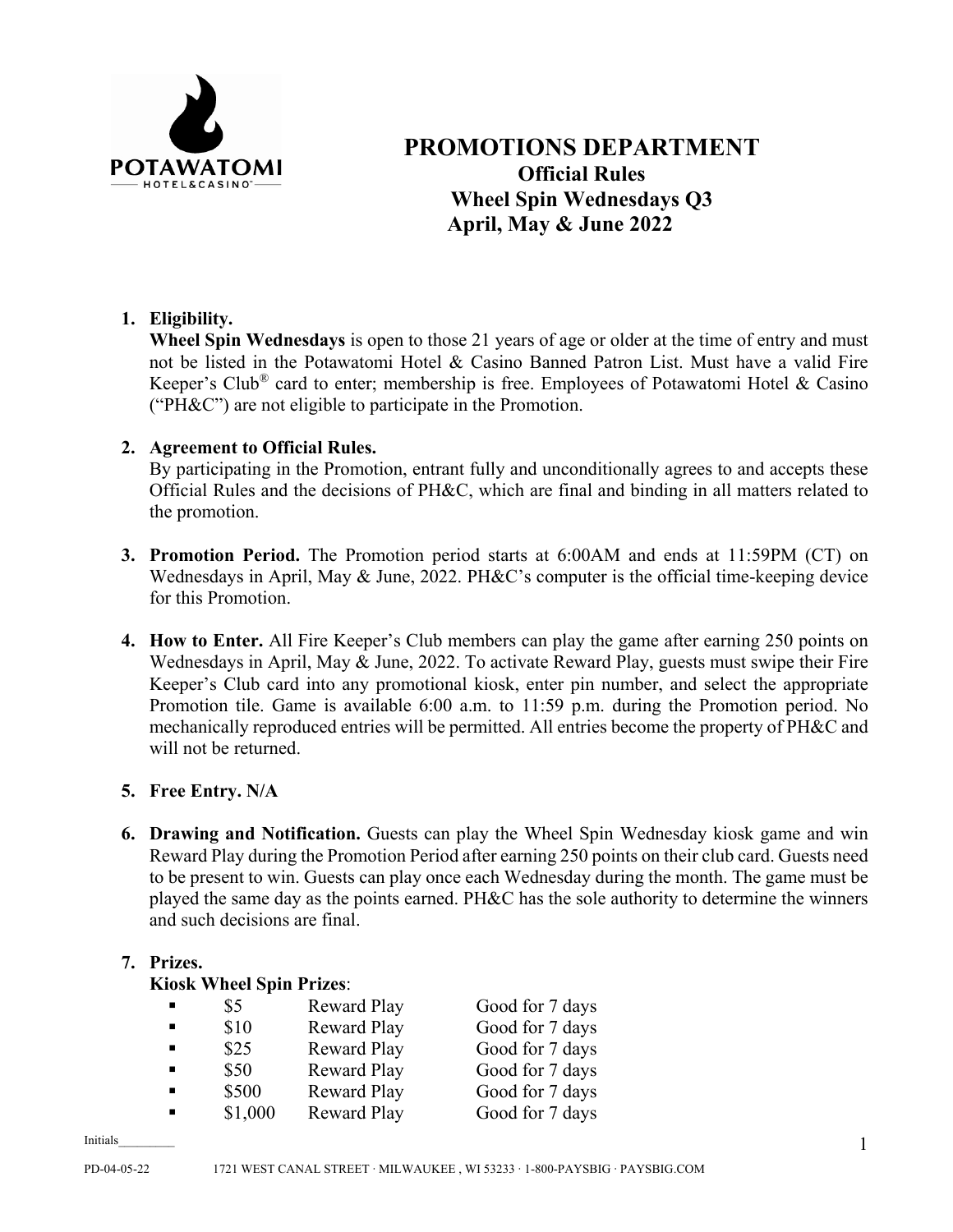# PROMOTIONS DEPARTMENT

## Official Rules

## Wheel Spin Wednesdays Q3

## April, May & June 2022

1. **Eligibility.**
   **Wheel Spin Wednesdays** is open to those 21 years of age or older at the time of entry and must not be listed in the Potawatomi Hotel & Casino Banned Patron List. Must have a valid Fire Keeper's Club® card to enter; membership is free. Employees of Potawatomi Hotel & Casino ("PH&C") are not eligible to participate in the Promotion.

2. **Agreement to Official Rules.**
   By participating in the Promotion, entrant fully and unconditionally agrees to and accepts these Official Rules and the decisions of PH&C, which are final and binding in all matters related to the promotion.

3. **Promotion Period.** The Promotion period starts at 6:00AM and ends at 11:59PM (CT) on Wednesdays in April, May & June, 2022. PH&C's computer is the official time-keeping device for this Promotion.

4. **How to Enter.** All Fire Keeper's Club members can play the game after earning 250 points on Wednesdays in April, May & June, 2022. To activate Reward Play, guests must swipe their Fire Keeper's Club card into any promotional kiosk, enter pin number, and select the appropriate Promotion tile. Game is available 6:00 a.m. to 11:59 p.m. during the Promotion period. No mechanically reproduced entries will be permitted. All entries become the property of PH&C and will not be returned.

5. **Free Entry. N/A**

6. **Drawing and Notification.** Guests can play the Wheel Spin Wednesday kiosk game and win Reward Play during the Promotion Period after earning 250 points on their club card. Guests need to be present to win. Guests can play once each Wednesday during the month. The game must be played the same day as the points earned. PH&C has the sole authority to determine the winners and such decisions are final.

7. **Prizes.**
   **Kiosk Wheel Spin Prizes**:
   - $5 Reward Play Good for 7 days
   - $10 Reward Play Good for 7 days
   - $25 Reward Play Good for 7 days
   - $50 Reward Play Good for 7 days
   - $500 Reward Play Good for 7 days
   - $1,000 Reward Play Good for 7 days

Initials________

PD-04-05-22 1721 WEST CANAL STREET · MILWAUKEE , WI 53233 · 1-800-PAYSBIG · PAYSBIG.COM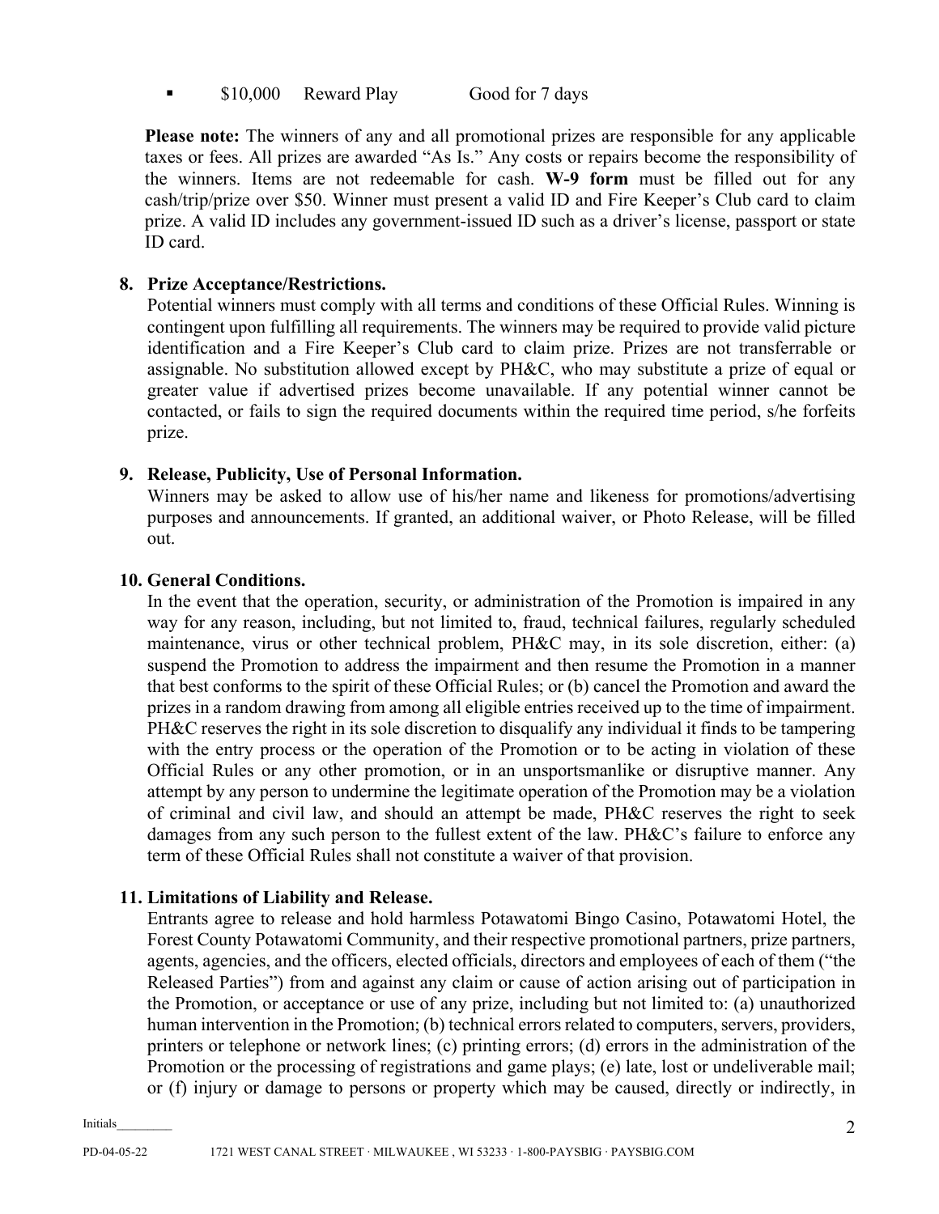- $10,000 Reward Play Good for 7 days

**Please note:** The winners of any and all promotional prizes are responsible for any applicable taxes or fees. All prizes are awarded "As Is." Any costs or repairs become the responsibility of the winners. Items are not redeemable for cash. **W-9 form** must be filled out for any cash/trip/prize over $50. Winner must present a valid ID and Fire Keeper's Club card to claim prize. A valid ID includes any government-issued ID such as a driver's license, passport or state ID card.

**8. Prize Acceptance/Restrictions.**

Potential winners must comply with all terms and conditions of these Official Rules. Winning is contingent upon fulfilling all requirements. The winners may be required to provide valid picture identification and a Fire Keeper's Club card to claim prize. Prizes are not transferrable or assignable. No substitution allowed except by PH&C, who may substitute a prize of equal or greater value if advertised prizes become unavailable. If any potential winner cannot be contacted, or fails to sign the required documents within the required time period, s/he forfeits prize.

**9. Release, Publicity, Use of Personal Information.**

Winners may be asked to allow use of his/her name and likeness for promotions/advertising purposes and announcements. If granted, an additional waiver, or Photo Release, will be filled out.

**10. General Conditions.**

In the event that the operation, security, or administration of the Promotion is impaired in any way for any reason, including, but not limited to, fraud, technical failures, regularly scheduled maintenance, virus or other technical problem, PH&C may, in its sole discretion, either: (a) suspend the Promotion to address the impairment and then resume the Promotion in a manner that best conforms to the spirit of these Official Rules; or (b) cancel the Promotion and award the prizes in a random drawing from among all eligible entries received up to the time of impairment. PH&C reserves the right in its sole discretion to disqualify any individual it finds to be tampering with the entry process or the operation of the Promotion or to be acting in violation of these Official Rules or any other promotion, or in an unsportsmanlike or disruptive manner. Any attempt by any person to undermine the legitimate operation of the Promotion may be a violation of criminal and civil law, and should an attempt be made, PH&C reserves the right to seek damages from any such person to the fullest extent of the law. PH&C's failure to enforce any term of these Official Rules shall not constitute a waiver of that provision.

**11. Limitations of Liability and Release.**

Entrants agree to release and hold harmless Potawatomi Bingo Casino, Potawatomi Hotel, the Forest County Potawatomi Community, and their respective promotional partners, prize partners, agents, agencies, and the officers, elected officials, directors and employees of each of them ("the Released Parties") from and against any claim or cause of action arising out of participation in the Promotion, or acceptance or use of any prize, including but not limited to: (a) unauthorized human intervention in the Promotion; (b) technical errors related to computers, servers, providers, printers or telephone or network lines; (c) printing errors; (d) errors in the administration of the Promotion or the processing of registrations and game plays; (e) late, lost or undeliverable mail; or (f) injury or damage to persons or property which may be caused, directly or indirectly, in

Initials________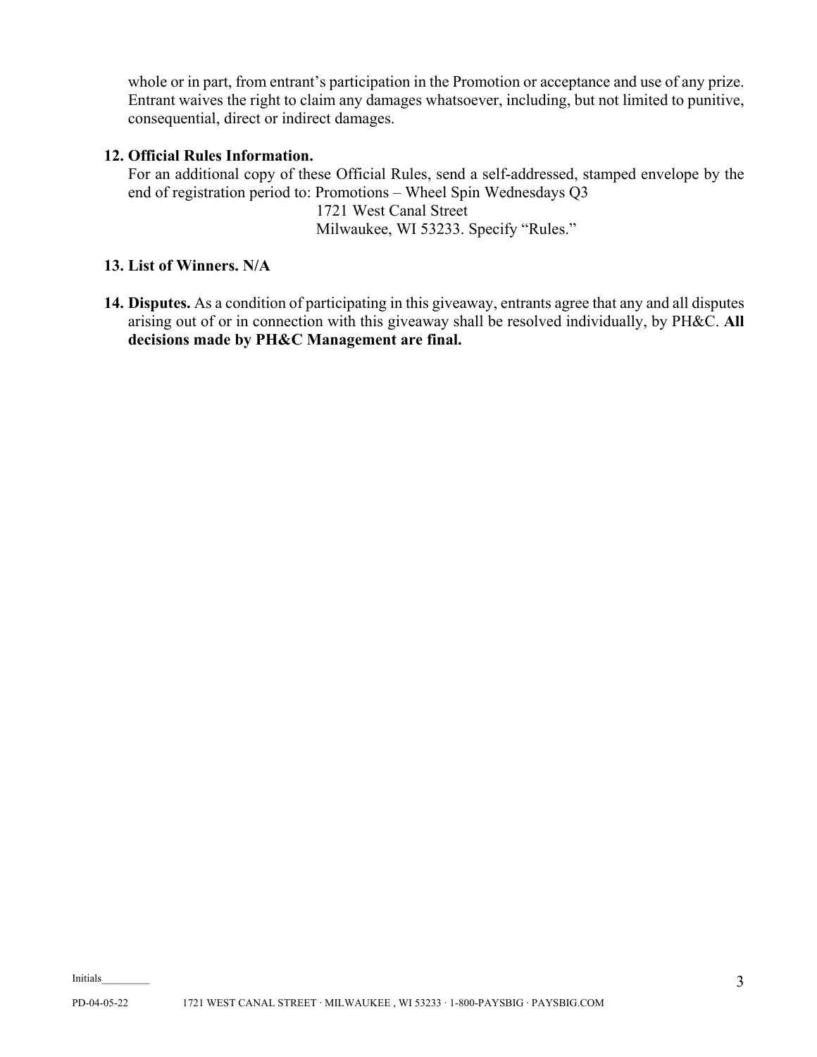whole or in part, from entrant's participation in the Promotion or acceptance and use of any prize. Entrant waives the right to claim any damages whatsoever, including, but not limited to punitive, consequential, direct or indirect damages.

**12. Official Rules Information.**
For an additional copy of these Official Rules, send a self-addressed, stamped envelope by the end of registration period to: Promotions – Wheel Spin Wednesdays Q3
1721 West Canal Street
Milwaukee, WI 53233. Specify "Rules."

**13. List of Winners. N/A**

**14. Disputes.** As a condition of participating in this giveaway, entrants agree that any and all disputes arising out of or in connection with this giveaway shall be resolved individually, by PH&C. **All decisions made by PH&C Management are final.**

Initials________

PD-04-05-22 1721 WEST CANAL STREET · MILWAUKEE , WI 53233 · 1-800-PAYSBIG · PAYSBIG.COM